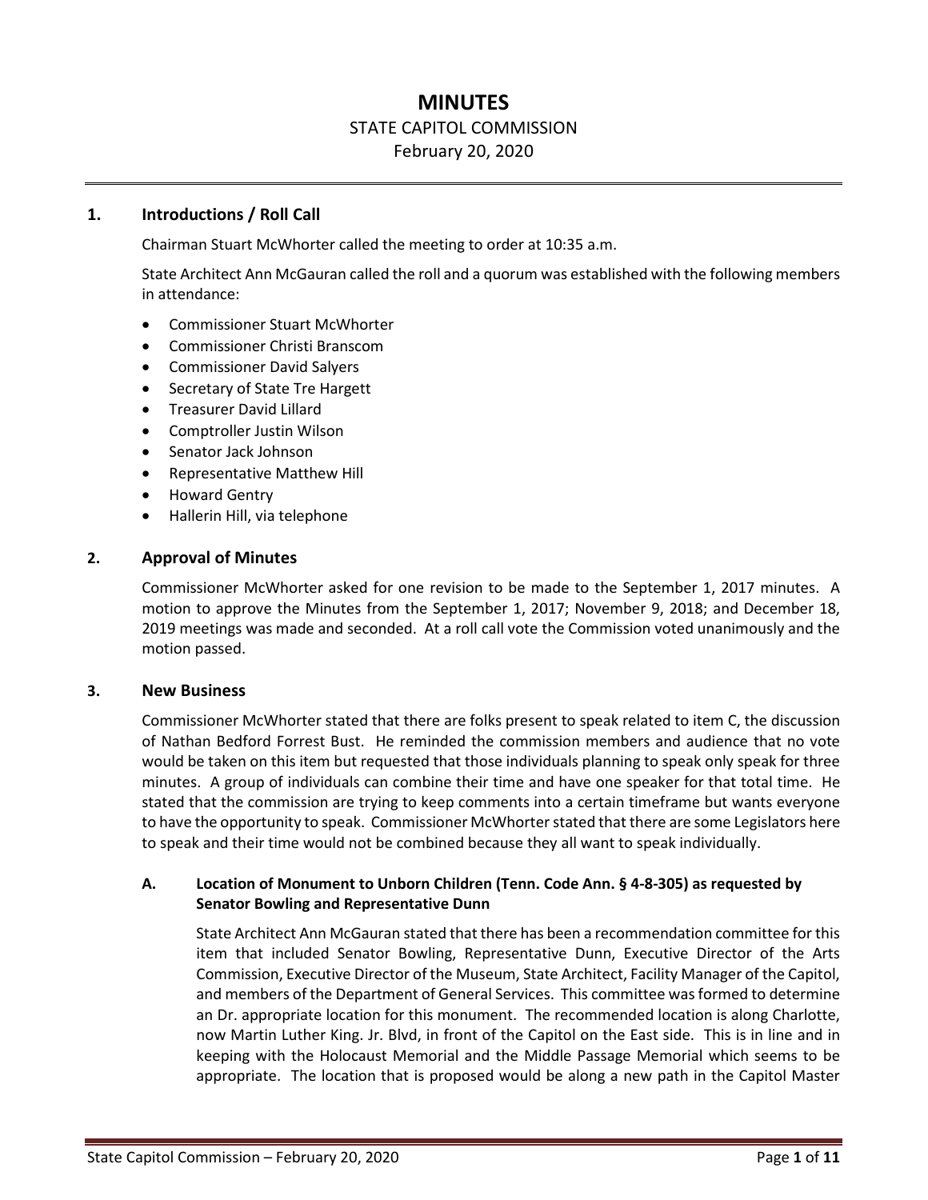# MINUTES

STATE CAPITOL COMMISSION

February 20, 2020

## 1. Introductions / Roll Call

Chairman Stuart McWhorter called the meeting to order at 10:35 a.m.

State Architect Ann McGauran called the roll and a quorum was established with the following members in attendance:

- Commissioner Stuart McWhorter
- Commissioner Christi Branscom
- Commissioner David Salyers
- Secretary of State Tre Hargett
- Treasurer David Lillard
- Comptroller Justin Wilson
- Senator Jack Johnson
- Representative Matthew Hill
- Howard Gentry
- Hallerin Hill, via telephone

## 2. Approval of Minutes

Commissioner McWhorter asked for one revision to be made to the September 1, 2017 minutes. A motion to approve the Minutes from the September 1, 2017; November 9, 2018; and December 18, 2019 meetings was made and seconded. At a roll call vote the Commission voted unanimously and the motion passed.

## 3. New Business

Commissioner McWhorter stated that there are folks present to speak related to item C, the discussion of Nathan Bedford Forrest Bust. He reminded the commission members and audience that no vote would be taken on this item but requested that those individuals planning to speak only speak for three minutes. A group of individuals can combine their time and have one speaker for that total time. He stated that the commission are trying to keep comments into a certain timeframe but wants everyone to have the opportunity to speak. Commissioner McWhorter stated that there are some Legislators here to speak and their time would not be combined because they all want to speak individually.

### A. Location of Monument to Unborn Children (Tenn. Code Ann. § 4-8-305) as requested by Senator Bowling and Representative Dunn

State Architect Ann McGauran stated that there has been a recommendation committee for this item that included Senator Bowling, Representative Dunn, Executive Director of the Arts Commission, Executive Director of the Museum, State Architect, Facility Manager of the Capitol, and members of the Department of General Services. This committee was formed to determine an Dr. appropriate location for this monument. The recommended location is along Charlotte, now Martin Luther King. Jr. Blvd, in front of the Capitol on the East side. This is in line and in keeping with the Holocaust Memorial and the Middle Passage Memorial which seems to be appropriate. The location that is proposed would be along a new path in the Capitol Master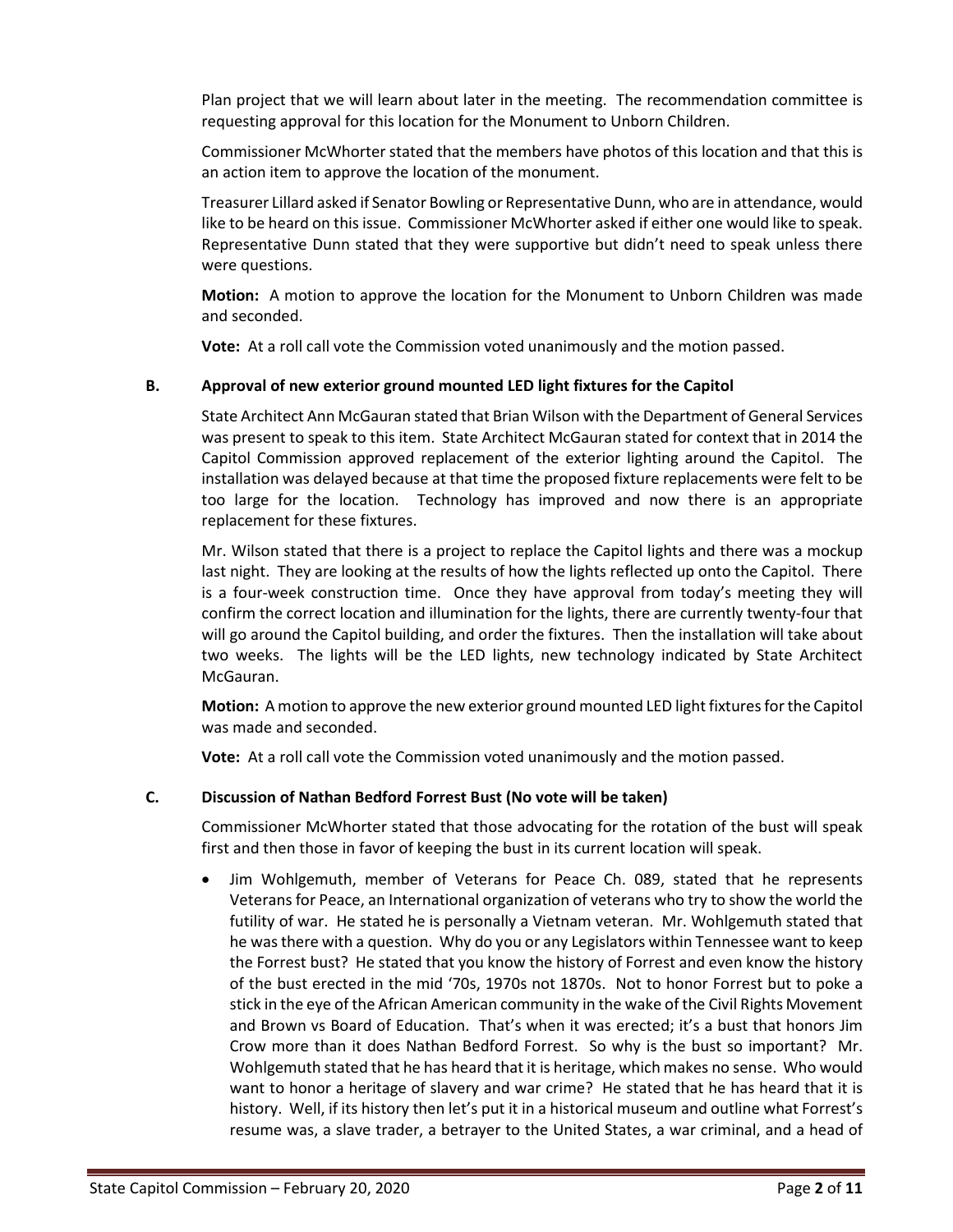Plan project that we will learn about later in the meeting. The recommendation committee is requesting approval for this location for the Monument to Unborn Children.

Commissioner McWhorter stated that the members have photos of this location and that this is an action item to approve the location of the monument.

Treasurer Lillard asked if Senator Bowling or Representative Dunn, who are in attendance, would like to be heard on this issue. Commissioner McWhorter asked if either one would like to speak. Representative Dunn stated that they were supportive but didn't need to speak unless there were questions.

**Motion:** A motion to approve the location for the Monument to Unborn Children was made and seconded.

**Vote:** At a roll call vote the Commission voted unanimously and the motion passed.

### B. Approval of new exterior ground mounted LED light fixtures for the Capitol

State Architect Ann McGauran stated that Brian Wilson with the Department of General Services was present to speak to this item. State Architect McGauran stated for context that in 2014 the Capitol Commission approved replacement of the exterior lighting around the Capitol. The installation was delayed because at that time the proposed fixture replacements were felt to be too large for the location. Technology has improved and now there is an appropriate replacement for these fixtures.

Mr. Wilson stated that there is a project to replace the Capitol lights and there was a mockup last night. They are looking at the results of how the lights reflected up onto the Capitol. There is a four-week construction time. Once they have approval from today's meeting they will confirm the correct location and illumination for the lights, there are currently twenty-four that will go around the Capitol building, and order the fixtures. Then the installation will take about two weeks. The lights will be the LED lights, new technology indicated by State Architect McGauran.

**Motion:** A motion to approve the new exterior ground mounted LED light fixtures for the Capitol was made and seconded.

**Vote:** At a roll call vote the Commission voted unanimously and the motion passed.

### C. Discussion of Nathan Bedford Forrest Bust (No vote will be taken)

Commissioner McWhorter stated that those advocating for the rotation of the bust will speak first and then those in favor of keeping the bust in its current location will speak.

- Jim Wohlgemuth, member of Veterans for Peace Ch. 089, stated that he represents Veterans for Peace, an International organization of veterans who try to show the world the futility of war. He stated he is personally a Vietnam veteran. Mr. Wohlgemuth stated that he was there with a question. Why do you or any Legislators within Tennessee want to keep the Forrest bust? He stated that you know the history of Forrest and even know the history of the bust erected in the mid '70s, 1970s not 1870s. Not to honor Forrest but to poke a stick in the eye of the African American community in the wake of the Civil Rights Movement and Brown vs Board of Education. That's when it was erected; it's a bust that honors Jim Crow more than it does Nathan Bedford Forrest. So why is the bust so important? Mr. Wohlgemuth stated that he has heard that it is heritage, which makes no sense. Who would want to honor a heritage of slavery and war crime? He stated that he has heard that it is history. Well, if its history then let's put it in a historical museum and outline what Forrest's resume was, a slave trader, a betrayer to the United States, a war criminal, and a head of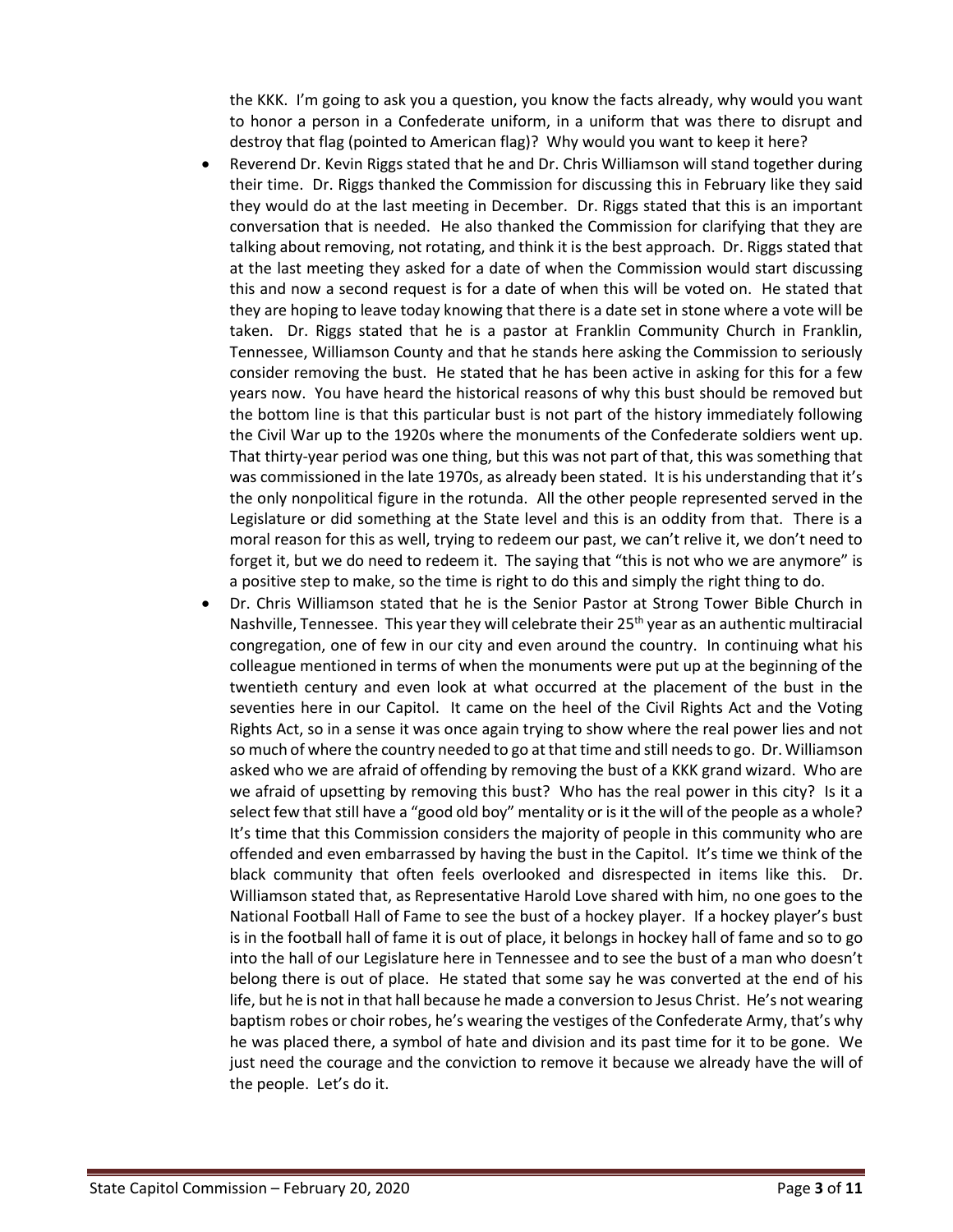the KKK. I'm going to ask you a question, you know the facts already, why would you want to honor a person in a Confederate uniform, in a uniform that was there to disrupt and destroy that flag (pointed to American flag)? Why would you want to keep it here?

- Reverend Dr. Kevin Riggs stated that he and Dr. Chris Williamson will stand together during their time. Dr. Riggs thanked the Commission for discussing this in February like they said they would do at the last meeting in December. Dr. Riggs stated that this is an important conversation that is needed. He also thanked the Commission for clarifying that they are talking about removing, not rotating, and think it is the best approach. Dr. Riggs stated that at the last meeting they asked for a date of when the Commission would start discussing this and now a second request is for a date of when this will be voted on. He stated that they are hoping to leave today knowing that there is a date set in stone where a vote will be taken. Dr. Riggs stated that he is a pastor at Franklin Community Church in Franklin, Tennessee, Williamson County and that he stands here asking the Commission to seriously consider removing the bust. He stated that he has been active in asking for this for a few years now. You have heard the historical reasons of why this bust should be removed but the bottom line is that this particular bust is not part of the history immediately following the Civil War up to the 1920s where the monuments of the Confederate soldiers went up. That thirty-year period was one thing, but this was not part of that, this was something that was commissioned in the late 1970s, as already been stated. It is his understanding that it's the only nonpolitical figure in the rotunda. All the other people represented served in the Legislature or did something at the State level and this is an oddity from that. There is a moral reason for this as well, trying to redeem our past, we can't relive it, we don't need to forget it, but we do need to redeem it. The saying that "this is not who we are anymore" is a positive step to make, so the time is right to do this and simply the right thing to do.
- Dr. Chris Williamson stated that he is the Senior Pastor at Strong Tower Bible Church in Nashville, Tennessee. This year they will celebrate their 25th year as an authentic multiracial congregation, one of few in our city and even around the country. In continuing what his colleague mentioned in terms of when the monuments were put up at the beginning of the twentieth century and even look at what occurred at the placement of the bust in the seventies here in our Capitol. It came on the heel of the Civil Rights Act and the Voting Rights Act, so in a sense it was once again trying to show where the real power lies and not so much of where the country needed to go at that time and still needs to go. Dr. Williamson asked who we are afraid of offending by removing the bust of a KKK grand wizard. Who are we afraid of upsetting by removing this bust? Who has the real power in this city? Is it a select few that still have a "good old boy" mentality or is it the will of the people as a whole? It's time that this Commission considers the majority of people in this community who are offended and even embarrassed by having the bust in the Capitol. It's time we think of the black community that often feels overlooked and disrespected in items like this. Dr. Williamson stated that, as Representative Harold Love shared with him, no one goes to the National Football Hall of Fame to see the bust of a hockey player. If a hockey player's bust is in the football hall of fame it is out of place, it belongs in hockey hall of fame and so to go into the hall of our Legislature here in Tennessee and to see the bust of a man who doesn't belong there is out of place. He stated that some say he was converted at the end of his life, but he is not in that hall because he made a conversion to Jesus Christ. He's not wearing baptism robes or choir robes, he's wearing the vestiges of the Confederate Army, that's why he was placed there, a symbol of hate and division and its past time for it to be gone. We just need the courage and the conviction to remove it because we already have the will of the people. Let's do it.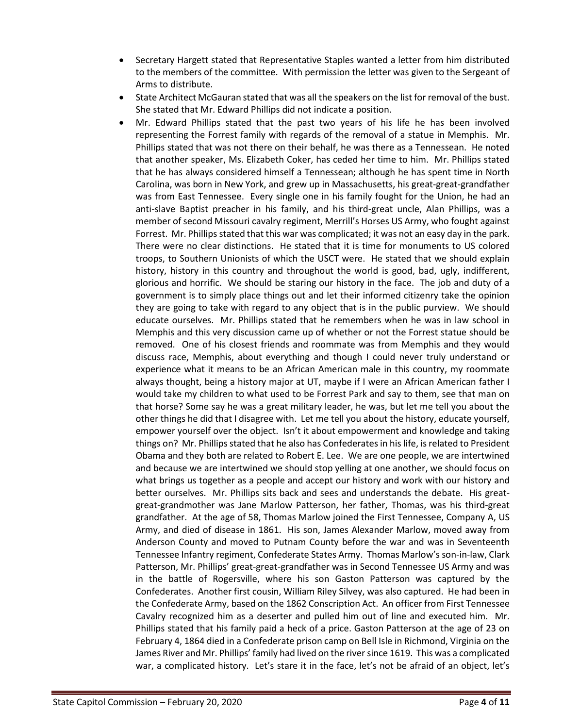- Secretary Hargett stated that Representative Staples wanted a letter from him distributed to the members of the committee. With permission the letter was given to the Sergeant of Arms to distribute.
- State Architect McGauran stated that was all the speakers on the list for removal of the bust. She stated that Mr. Edward Phillips did not indicate a position.
- Mr. Edward Phillips stated that the past two years of his life he has been involved representing the Forrest family with regards of the removal of a statue in Memphis. Mr. Phillips stated that was not there on their behalf, he was there as a Tennessean. He noted that another speaker, Ms. Elizabeth Coker, has ceded her time to him. Mr. Phillips stated that he has always considered himself a Tennessean; although he has spent time in North Carolina, was born in New York, and grew up in Massachusetts, his great-great-grandfather was from East Tennessee. Every single one in his family fought for the Union, he had an anti-slave Baptist preacher in his family, and his third-great uncle, Alan Phillips, was a member of second Missouri cavalry regiment, Merrill's Horses US Army, who fought against Forrest. Mr. Phillips stated that this war was complicated; it was not an easy day in the park. There were no clear distinctions. He stated that it is time for monuments to US colored troops, to Southern Unionists of which the USCT were. He stated that we should explain history, history in this country and throughout the world is good, bad, ugly, indifferent, glorious and horrific. We should be staring our history in the face. The job and duty of a government is to simply place things out and let their informed citizenry take the opinion they are going to take with regard to any object that is in the public purview. We should educate ourselves. Mr. Phillips stated that he remembers when he was in law school in Memphis and this very discussion came up of whether or not the Forrest statue should be removed. One of his closest friends and roommate was from Memphis and they would discuss race, Memphis, about everything and though I could never truly understand or experience what it means to be an African American male in this country, my roommate always thought, being a history major at UT, maybe if I were an African American father I would take my children to what used to be Forrest Park and say to them, see that man on that horse? Some say he was a great military leader, he was, but let me tell you about the other things he did that I disagree with. Let me tell you about the history, educate yourself, empower yourself over the object. Isn't it about empowerment and knowledge and taking things on? Mr. Phillips stated that he also has Confederates in his life, is related to President Obama and they both are related to Robert E. Lee. We are one people, we are intertwined and because we are intertwined we should stop yelling at one another, we should focus on what brings us together as a people and accept our history and work with our history and better ourselves. Mr. Phillips sits back and sees and understands the debate. His great-great-grandmother was Jane Marlow Patterson, her father, Thomas, was his third-great grandfather. At the age of 58, Thomas Marlow joined the First Tennessee, Company A, US Army, and died of disease in 1861. His son, James Alexander Marlow, moved away from Anderson County and moved to Putnam County before the war and was in Seventeenth Tennessee Infantry regiment, Confederate States Army. Thomas Marlow's son-in-law, Clark Patterson, Mr. Phillips' great-great-grandfather was in Second Tennessee US Army and was in the battle of Rogersville, where his son Gaston Patterson was captured by the Confederates. Another first cousin, William Riley Silvey, was also captured. He had been in the Confederate Army, based on the 1862 Conscription Act. An officer from First Tennessee Cavalry recognized him as a deserter and pulled him out of line and executed him. Mr. Phillips stated that his family paid a heck of a price. Gaston Patterson at the age of 23 on February 4, 1864 died in a Confederate prison camp on Bell Isle in Richmond, Virginia on the James River and Mr. Phillips' family had lived on the river since 1619. This was a complicated war, a complicated history. Let's stare it in the face, let's not be afraid of an object, let's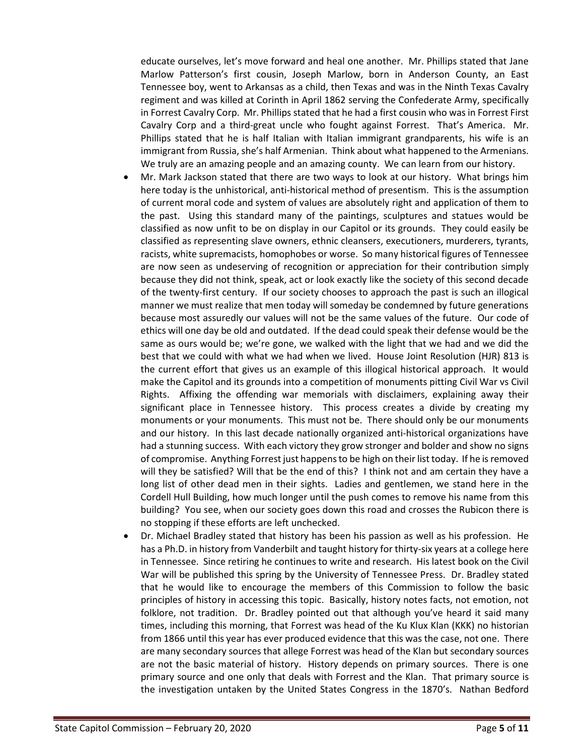educate ourselves, let's move forward and heal one another. Mr. Phillips stated that Jane Marlow Patterson's first cousin, Joseph Marlow, born in Anderson County, an East Tennessee boy, went to Arkansas as a child, then Texas and was in the Ninth Texas Cavalry regiment and was killed at Corinth in April 1862 serving the Confederate Army, specifically in Forrest Cavalry Corp. Mr. Phillips stated that he had a first cousin who was in Forrest First Cavalry Corp and a third-great uncle who fought against Forrest. That's America. Mr. Phillips stated that he is half Italian with Italian immigrant grandparents, his wife is an immigrant from Russia, she's half Armenian. Think about what happened to the Armenians. We truly are an amazing people and an amazing county. We can learn from our history.

- Mr. Mark Jackson stated that there are two ways to look at our history. What brings him here today is the unhistorical, anti-historical method of presentism. This is the assumption of current moral code and system of values are absolutely right and application of them to the past. Using this standard many of the paintings, sculptures and statues would be classified as now unfit to be on display in our Capitol or its grounds. They could easily be classified as representing slave owners, ethnic cleansers, executioners, murderers, tyrants, racists, white supremacists, homophobes or worse. So many historical figures of Tennessee are now seen as undeserving of recognition or appreciation for their contribution simply because they did not think, speak, act or look exactly like the society of this second decade of the twenty-first century. If our society chooses to approach the past is such an illogical manner we must realize that men today will someday be condemned by future generations because most assuredly our values will not be the same values of the future. Our code of ethics will one day be old and outdated. If the dead could speak their defense would be the same as ours would be; we're gone, we walked with the light that we had and we did the best that we could with what we had when we lived. House Joint Resolution (HJR) 813 is the current effort that gives us an example of this illogical historical approach. It would make the Capitol and its grounds into a competition of monuments pitting Civil War vs Civil Rights. Affixing the offending war memorials with disclaimers, explaining away their significant place in Tennessee history. This process creates a divide by creating my monuments or your monuments. This must not be. There should only be our monuments and our history. In this last decade nationally organized anti-historical organizations have had a stunning success. With each victory they grow stronger and bolder and show no signs of compromise. Anything Forrest just happens to be high on their list today. If he is removed will they be satisfied? Will that be the end of this? I think not and am certain they have a long list of other dead men in their sights. Ladies and gentlemen, we stand here in the Cordell Hull Building, how much longer until the push comes to remove his name from this building? You see, when our society goes down this road and crosses the Rubicon there is no stopping if these efforts are left unchecked.
- Dr. Michael Bradley stated that history has been his passion as well as his profession. He has a Ph.D. in history from Vanderbilt and taught history for thirty-six years at a college here in Tennessee. Since retiring he continues to write and research. His latest book on the Civil War will be published this spring by the University of Tennessee Press. Dr. Bradley stated that he would like to encourage the members of this Commission to follow the basic principles of history in accessing this topic. Basically, history notes facts, not emotion, not folklore, not tradition. Dr. Bradley pointed out that although you've heard it said many times, including this morning, that Forrest was head of the Ku Klux Klan (KKK) no historian from 1866 until this year has ever produced evidence that this was the case, not one. There are many secondary sources that allege Forrest was head of the Klan but secondary sources are not the basic material of history. History depends on primary sources. There is one primary source and one only that deals with Forrest and the Klan. That primary source is the investigation untaken by the United States Congress in the 1870's. Nathan Bedford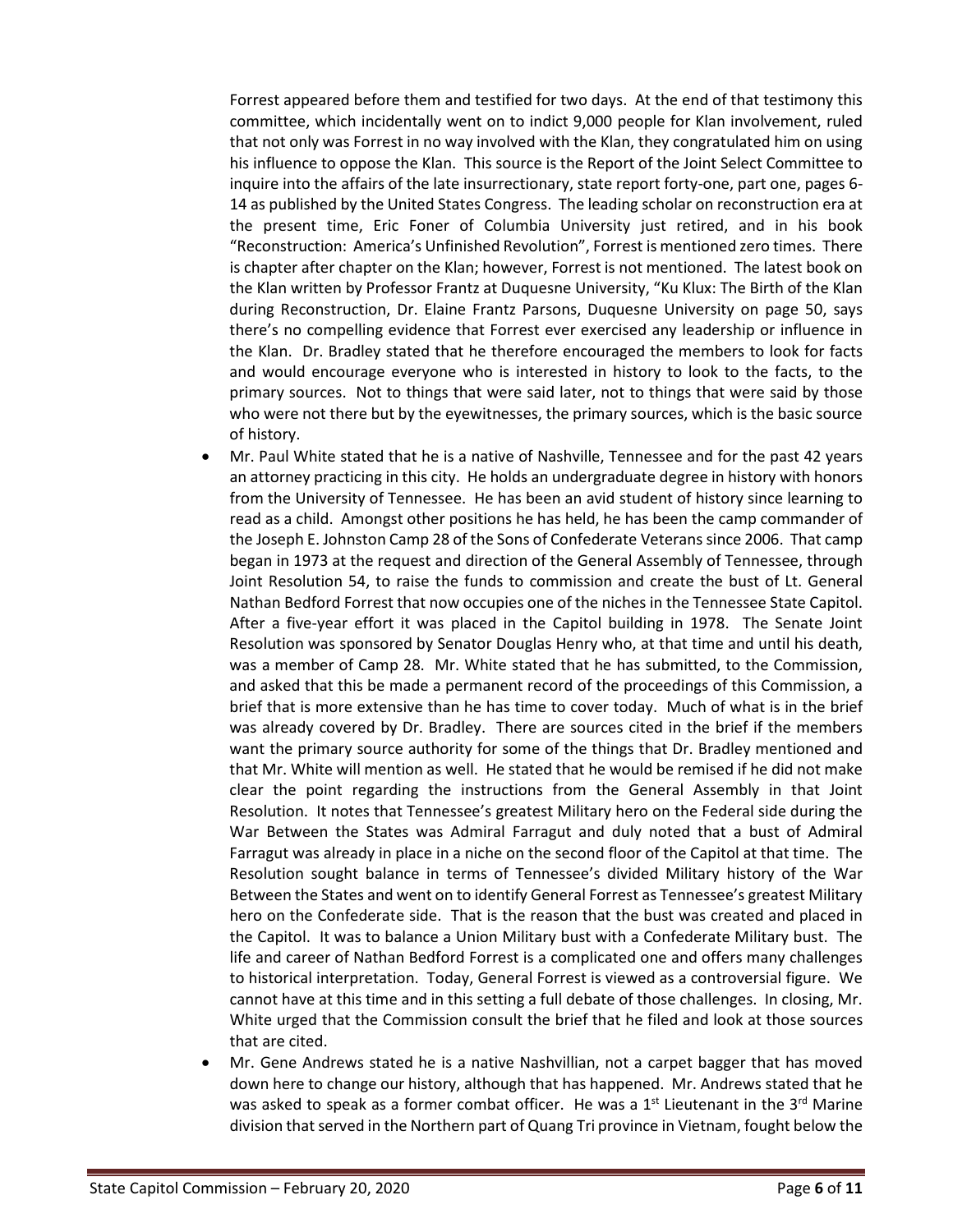Forrest appeared before them and testified for two days. At the end of that testimony this committee, which incidentally went on to indict 9,000 people for Klan involvement, ruled that not only was Forrest in no way involved with the Klan, they congratulated him on using his influence to oppose the Klan. This source is the Report of the Joint Select Committee to inquire into the affairs of the late insurrectionary, state report forty-one, part one, pages 6-14 as published by the United States Congress. The leading scholar on reconstruction era at the present time, Eric Foner of Columbia University just retired, and in his book "Reconstruction: America's Unfinished Revolution", Forrest is mentioned zero times. There is chapter after chapter on the Klan; however, Forrest is not mentioned. The latest book on the Klan written by Professor Frantz at Duquesne University, "Ku Klux: The Birth of the Klan during Reconstruction, Dr. Elaine Frantz Parsons, Duquesne University on page 50, says there's no compelling evidence that Forrest ever exercised any leadership or influence in the Klan. Dr. Bradley stated that he therefore encouraged the members to look for facts and would encourage everyone who is interested in history to look to the facts, to the primary sources. Not to things that were said later, not to things that were said by those who were not there but by the eyewitnesses, the primary sources, which is the basic source of history.

- Mr. Paul White stated that he is a native of Nashville, Tennessee and for the past 42 years an attorney practicing in this city. He holds an undergraduate degree in history with honors from the University of Tennessee. He has been an avid student of history since learning to read as a child. Amongst other positions he has held, he has been the camp commander of the Joseph E. Johnston Camp 28 of the Sons of Confederate Veterans since 2006. That camp began in 1973 at the request and direction of the General Assembly of Tennessee, through Joint Resolution 54, to raise the funds to commission and create the bust of Lt. General Nathan Bedford Forrest that now occupies one of the niches in the Tennessee State Capitol. After a five-year effort it was placed in the Capitol building in 1978. The Senate Joint Resolution was sponsored by Senator Douglas Henry who, at that time and until his death, was a member of Camp 28. Mr. White stated that he has submitted, to the Commission, and asked that this be made a permanent record of the proceedings of this Commission, a brief that is more extensive than he has time to cover today. Much of what is in the brief was already covered by Dr. Bradley. There are sources cited in the brief if the members want the primary source authority for some of the things that Dr. Bradley mentioned and that Mr. White will mention as well. He stated that he would be remised if he did not make clear the point regarding the instructions from the General Assembly in that Joint Resolution. It notes that Tennessee's greatest Military hero on the Federal side during the War Between the States was Admiral Farragut and duly noted that a bust of Admiral Farragut was already in place in a niche on the second floor of the Capitol at that time. The Resolution sought balance in terms of Tennessee's divided Military history of the War Between the States and went on to identify General Forrest as Tennessee's greatest Military hero on the Confederate side. That is the reason that the bust was created and placed in the Capitol. It was to balance a Union Military bust with a Confederate Military bust. The life and career of Nathan Bedford Forrest is a complicated one and offers many challenges to historical interpretation. Today, General Forrest is viewed as a controversial figure. We cannot have at this time and in this setting a full debate of those challenges. In closing, Mr. White urged that the Commission consult the brief that he filed and look at those sources that are cited.
- Mr. Gene Andrews stated he is a native Nashvillian, not a carpet bagger that has moved down here to change our history, although that has happened. Mr. Andrews stated that he was asked to speak as a former combat officer. He was a 1st Lieutenant in the 3rd Marine division that served in the Northern part of Quang Tri province in Vietnam, fought below the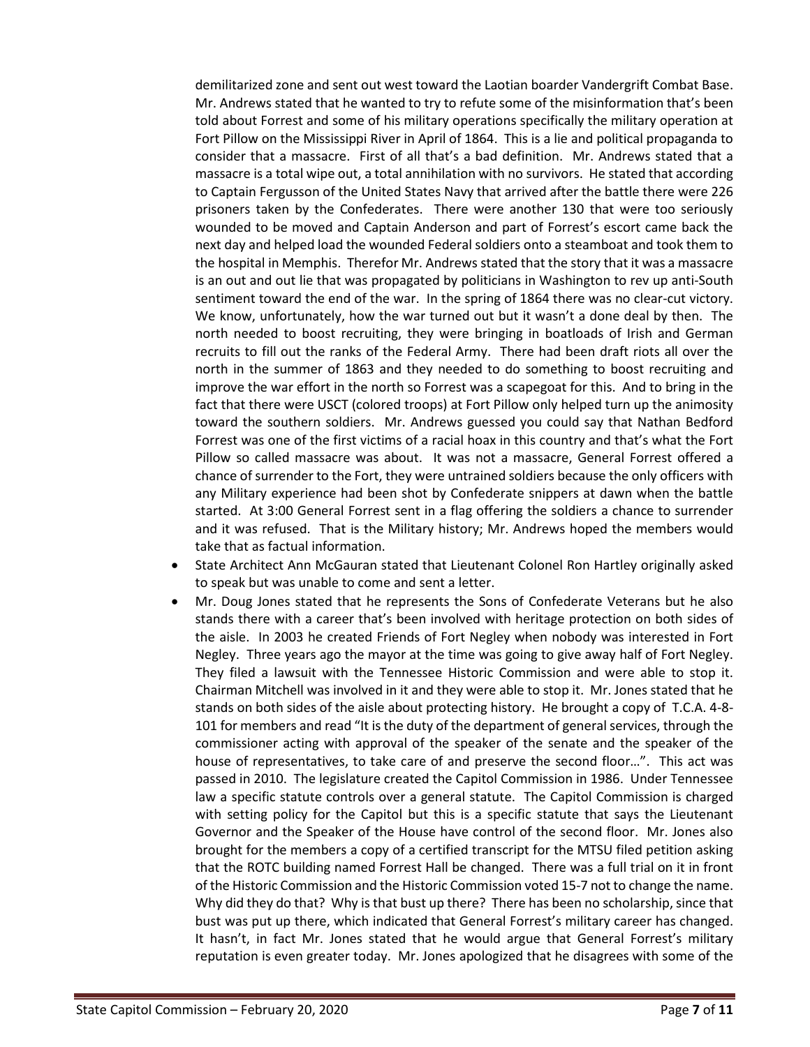demilitarized zone and sent out west toward the Laotian boarder Vandergrift Combat Base. Mr. Andrews stated that he wanted to try to refute some of the misinformation that's been told about Forrest and some of his military operations specifically the military operation at Fort Pillow on the Mississippi River in April of 1864. This is a lie and political propaganda to consider that a massacre. First of all that's a bad definition. Mr. Andrews stated that a massacre is a total wipe out, a total annihilation with no survivors. He stated that according to Captain Fergusson of the United States Navy that arrived after the battle there were 226 prisoners taken by the Confederates. There were another 130 that were too seriously wounded to be moved and Captain Anderson and part of Forrest's escort came back the next day and helped load the wounded Federal soldiers onto a steamboat and took them to the hospital in Memphis. Therefor Mr. Andrews stated that the story that it was a massacre is an out and out lie that was propagated by politicians in Washington to rev up anti-South sentiment toward the end of the war. In the spring of 1864 there was no clear-cut victory. We know, unfortunately, how the war turned out but it wasn't a done deal by then. The north needed to boost recruiting, they were bringing in boatloads of Irish and German recruits to fill out the ranks of the Federal Army. There had been draft riots all over the north in the summer of 1863 and they needed to do something to boost recruiting and improve the war effort in the north so Forrest was a scapegoat for this. And to bring in the fact that there were USCT (colored troops) at Fort Pillow only helped turn up the animosity toward the southern soldiers. Mr. Andrews guessed you could say that Nathan Bedford Forrest was one of the first victims of a racial hoax in this country and that's what the Fort Pillow so called massacre was about. It was not a massacre, General Forrest offered a chance of surrender to the Fort, they were untrained soldiers because the only officers with any Military experience had been shot by Confederate snippers at dawn when the battle started. At 3:00 General Forrest sent in a flag offering the soldiers a chance to surrender and it was refused. That is the Military history; Mr. Andrews hoped the members would take that as factual information.

- State Architect Ann McGauran stated that Lieutenant Colonel Ron Hartley originally asked to speak but was unable to come and sent a letter.
- Mr. Doug Jones stated that he represents the Sons of Confederate Veterans but he also stands there with a career that's been involved with heritage protection on both sides of the aisle. In 2003 he created Friends of Fort Negley when nobody was interested in Fort Negley. Three years ago the mayor at the time was going to give away half of Fort Negley. They filed a lawsuit with the Tennessee Historic Commission and were able to stop it. Chairman Mitchell was involved in it and they were able to stop it. Mr. Jones stated that he stands on both sides of the aisle about protecting history. He brought a copy of T.C.A. 4-8-101 for members and read "It is the duty of the department of general services, through the commissioner acting with approval of the speaker of the senate and the speaker of the house of representatives, to take care of and preserve the second floor…". This act was passed in 2010. The legislature created the Capitol Commission in 1986. Under Tennessee law a specific statute controls over a general statute. The Capitol Commission is charged with setting policy for the Capitol but this is a specific statute that says the Lieutenant Governor and the Speaker of the House have control of the second floor. Mr. Jones also brought for the members a copy of a certified transcript for the MTSU filed petition asking that the ROTC building named Forrest Hall be changed. There was a full trial on it in front of the Historic Commission and the Historic Commission voted 15-7 not to change the name. Why did they do that? Why is that bust up there? There has been no scholarship, since that bust was put up there, which indicated that General Forrest's military career has changed. It hasn't, in fact Mr. Jones stated that he would argue that General Forrest's military reputation is even greater today. Mr. Jones apologized that he disagrees with some of the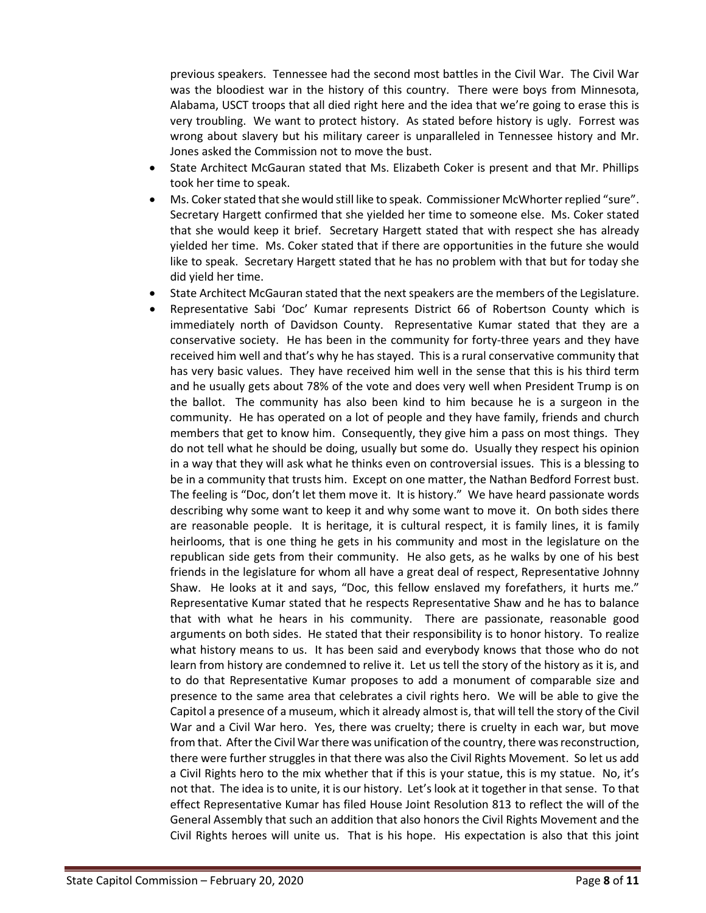previous speakers. Tennessee had the second most battles in the Civil War. The Civil War was the bloodiest war in the history of this country. There were boys from Minnesota, Alabama, USCT troops that all died right here and the idea that we're going to erase this is very troubling. We want to protect history. As stated before history is ugly. Forrest was wrong about slavery but his military career is unparalleled in Tennessee history and Mr. Jones asked the Commission not to move the bust.

- State Architect McGauran stated that Ms. Elizabeth Coker is present and that Mr. Phillips took her time to speak.
- Ms. Coker stated that she would still like to speak. Commissioner McWhorter replied "sure". Secretary Hargett confirmed that she yielded her time to someone else. Ms. Coker stated that she would keep it brief. Secretary Hargett stated that with respect she has already yielded her time. Ms. Coker stated that if there are opportunities in the future she would like to speak. Secretary Hargett stated that he has no problem with that but for today she did yield her time.
- State Architect McGauran stated that the next speakers are the members of the Legislature.
- Representative Sabi 'Doc' Kumar represents District 66 of Robertson County which is immediately north of Davidson County. Representative Kumar stated that they are a conservative society. He has been in the community for forty-three years and they have received him well and that's why he has stayed. This is a rural conservative community that has very basic values. They have received him well in the sense that this is his third term and he usually gets about 78% of the vote and does very well when President Trump is on the ballot. The community has also been kind to him because he is a surgeon in the community. He has operated on a lot of people and they have family, friends and church members that get to know him. Consequently, they give him a pass on most things. They do not tell what he should be doing, usually but some do. Usually they respect his opinion in a way that they will ask what he thinks even on controversial issues. This is a blessing to be in a community that trusts him. Except on one matter, the Nathan Bedford Forrest bust. The feeling is "Doc, don't let them move it. It is history." We have heard passionate words describing why some want to keep it and why some want to move it. On both sides there are reasonable people. It is heritage, it is cultural respect, it is family lines, it is family heirlooms, that is one thing he gets in his community and most in the legislature on the republican side gets from their community. He also gets, as he walks by one of his best friends in the legislature for whom all have a great deal of respect, Representative Johnny Shaw. He looks at it and says, "Doc, this fellow enslaved my forefathers, it hurts me." Representative Kumar stated that he respects Representative Shaw and he has to balance that with what he hears in his community. There are passionate, reasonable good arguments on both sides. He stated that their responsibility is to honor history. To realize what history means to us. It has been said and everybody knows that those who do not learn from history are condemned to relive it. Let us tell the story of the history as it is, and to do that Representative Kumar proposes to add a monument of comparable size and presence to the same area that celebrates a civil rights hero. We will be able to give the Capitol a presence of a museum, which it already almost is, that will tell the story of the Civil War and a Civil War hero. Yes, there was cruelty; there is cruelty in each war, but move from that. After the Civil War there was unification of the country, there was reconstruction, there were further struggles in that there was also the Civil Rights Movement. So let us add a Civil Rights hero to the mix whether that if this is your statue, this is my statue. No, it's not that. The idea is to unite, it is our history. Let's look at it together in that sense. To that effect Representative Kumar has filed House Joint Resolution 813 to reflect the will of the General Assembly that such an addition that also honors the Civil Rights Movement and the Civil Rights heroes will unite us. That is his hope. His expectation is also that this joint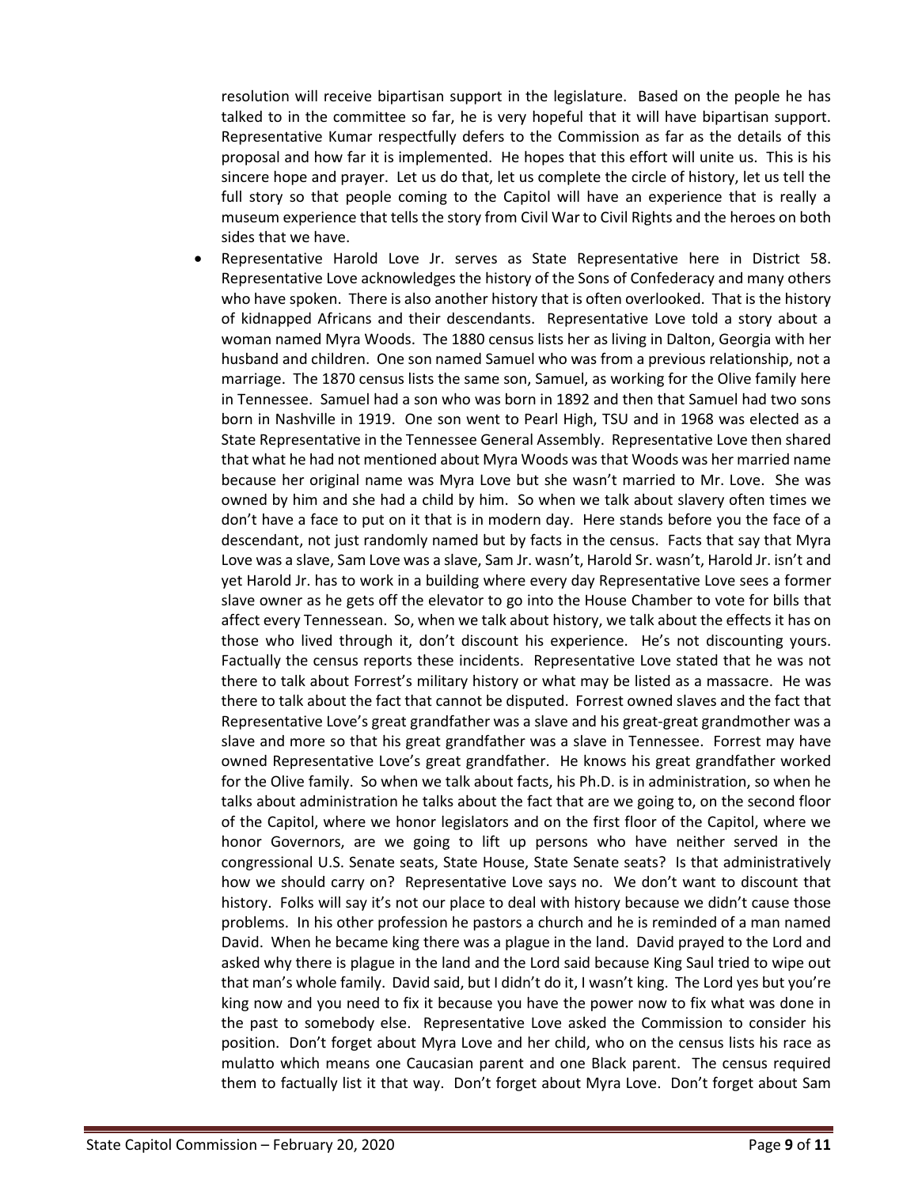resolution will receive bipartisan support in the legislature. Based on the people he has talked to in the committee so far, he is very hopeful that it will have bipartisan support. Representative Kumar respectfully defers to the Commission as far as the details of this proposal and how far it is implemented. He hopes that this effort will unite us. This is his sincere hope and prayer. Let us do that, let us complete the circle of history, let us tell the full story so that people coming to the Capitol will have an experience that is really a museum experience that tells the story from Civil War to Civil Rights and the heroes on both sides that we have.

- Representative Harold Love Jr. serves as State Representative here in District 58. Representative Love acknowledges the history of the Sons of Confederacy and many others who have spoken. There is also another history that is often overlooked. That is the history of kidnapped Africans and their descendants. Representative Love told a story about a woman named Myra Woods. The 1880 census lists her as living in Dalton, Georgia with her husband and children. One son named Samuel who was from a previous relationship, not a marriage. The 1870 census lists the same son, Samuel, as working for the Olive family here in Tennessee. Samuel had a son who was born in 1892 and then that Samuel had two sons born in Nashville in 1919. One son went to Pearl High, TSU and in 1968 was elected as a State Representative in the Tennessee General Assembly. Representative Love then shared that what he had not mentioned about Myra Woods was that Woods was her married name because her original name was Myra Love but she wasn't married to Mr. Love. She was owned by him and she had a child by him. So when we talk about slavery often times we don't have a face to put on it that is in modern day. Here stands before you the face of a descendant, not just randomly named but by facts in the census. Facts that say that Myra Love was a slave, Sam Love was a slave, Sam Jr. wasn't, Harold Sr. wasn't, Harold Jr. isn't and yet Harold Jr. has to work in a building where every day Representative Love sees a former slave owner as he gets off the elevator to go into the House Chamber to vote for bills that affect every Tennessean. So, when we talk about history, we talk about the effects it has on those who lived through it, don't discount his experience. He's not discounting yours. Factually the census reports these incidents. Representative Love stated that he was not there to talk about Forrest's military history or what may be listed as a massacre. He was there to talk about the fact that cannot be disputed. Forrest owned slaves and the fact that Representative Love's great grandfather was a slave and his great-great grandmother was a slave and more so that his great grandfather was a slave in Tennessee. Forrest may have owned Representative Love's great grandfather. He knows his great grandfather worked for the Olive family. So when we talk about facts, his Ph.D. is in administration, so when he talks about administration he talks about the fact that are we going to, on the second floor of the Capitol, where we honor legislators and on the first floor of the Capitol, where we honor Governors, are we going to lift up persons who have neither served in the congressional U.S. Senate seats, State House, State Senate seats? Is that administratively how we should carry on? Representative Love says no. We don't want to discount that history. Folks will say it's not our place to deal with history because we didn't cause those problems. In his other profession he pastors a church and he is reminded of a man named David. When he became king there was a plague in the land. David prayed to the Lord and asked why there is plague in the land and the Lord said because King Saul tried to wipe out that man's whole family. David said, but I didn't do it, I wasn't king. The Lord yes but you're king now and you need to fix it because you have the power now to fix what was done in the past to somebody else. Representative Love asked the Commission to consider his position. Don't forget about Myra Love and her child, who on the census lists his race as mulatto which means one Caucasian parent and one Black parent. The census required them to factually list it that way. Don't forget about Myra Love. Don't forget about Sam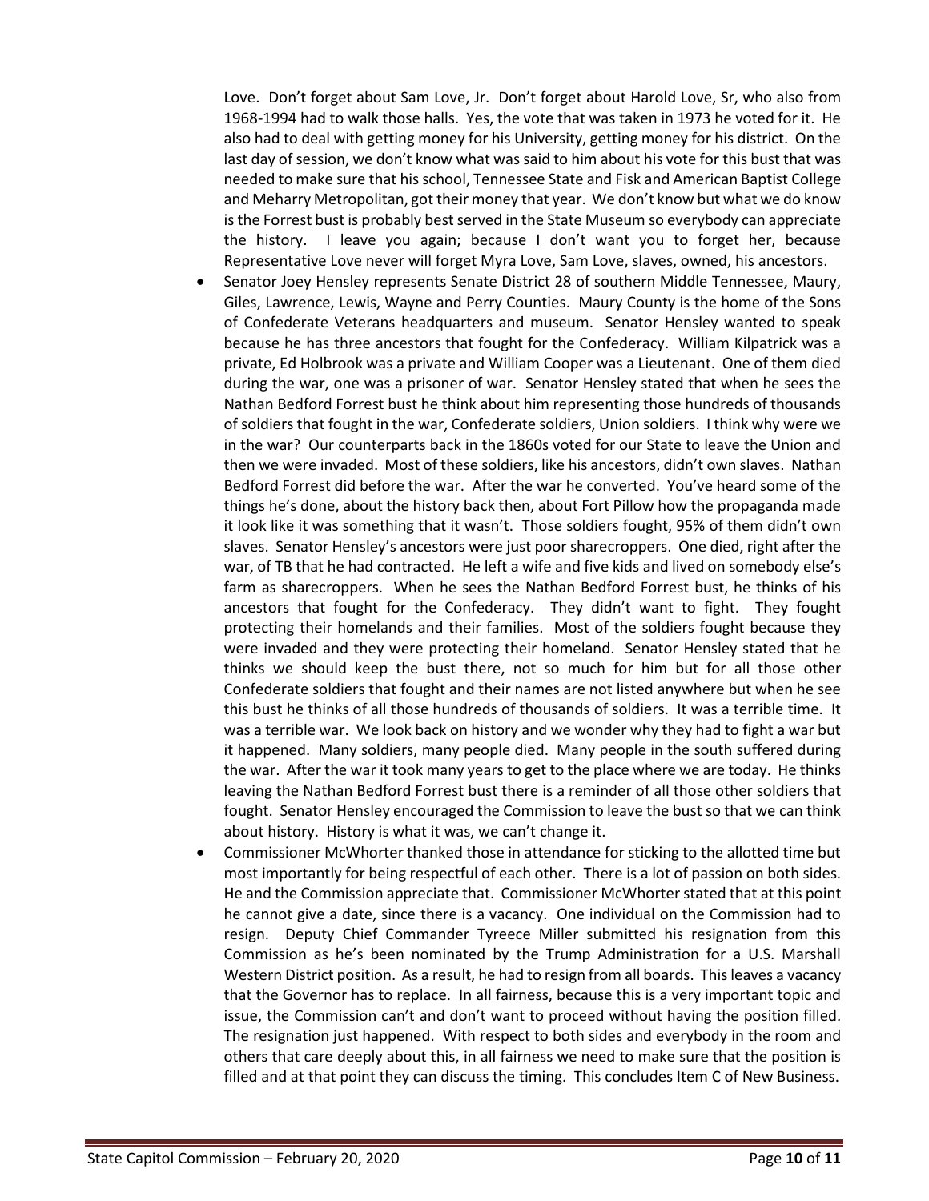Love. Don't forget about Sam Love, Jr. Don't forget about Harold Love, Sr, who also from 1968-1994 had to walk those halls. Yes, the vote that was taken in 1973 he voted for it. He also had to deal with getting money for his University, getting money for his district. On the last day of session, we don't know what was said to him about his vote for this bust that was needed to make sure that his school, Tennessee State and Fisk and American Baptist College and Meharry Metropolitan, got their money that year. We don't know but what we do know is the Forrest bust is probably best served in the State Museum so everybody can appreciate the history. I leave you again; because I don't want you to forget her, because Representative Love never will forget Myra Love, Sam Love, slaves, owned, his ancestors.

- Senator Joey Hensley represents Senate District 28 of southern Middle Tennessee, Maury, Giles, Lawrence, Lewis, Wayne and Perry Counties. Maury County is the home of the Sons of Confederate Veterans headquarters and museum. Senator Hensley wanted to speak because he has three ancestors that fought for the Confederacy. William Kilpatrick was a private, Ed Holbrook was a private and William Cooper was a Lieutenant. One of them died during the war, one was a prisoner of war. Senator Hensley stated that when he sees the Nathan Bedford Forrest bust he think about him representing those hundreds of thousands of soldiers that fought in the war, Confederate soldiers, Union soldiers. I think why were we in the war? Our counterparts back in the 1860s voted for our State to leave the Union and then we were invaded. Most of these soldiers, like his ancestors, didn't own slaves. Nathan Bedford Forrest did before the war. After the war he converted. You've heard some of the things he's done, about the history back then, about Fort Pillow how the propaganda made it look like it was something that it wasn't. Those soldiers fought, 95% of them didn't own slaves. Senator Hensley's ancestors were just poor sharecroppers. One died, right after the war, of TB that he had contracted. He left a wife and five kids and lived on somebody else's farm as sharecroppers. When he sees the Nathan Bedford Forrest bust, he thinks of his ancestors that fought for the Confederacy. They didn't want to fight. They fought protecting their homelands and their families. Most of the soldiers fought because they were invaded and they were protecting their homeland. Senator Hensley stated that he thinks we should keep the bust there, not so much for him but for all those other Confederate soldiers that fought and their names are not listed anywhere but when he see this bust he thinks of all those hundreds of thousands of soldiers. It was a terrible time. It was a terrible war. We look back on history and we wonder why they had to fight a war but it happened. Many soldiers, many people died. Many people in the south suffered during the war. After the war it took many years to get to the place where we are today. He thinks leaving the Nathan Bedford Forrest bust there is a reminder of all those other soldiers that fought. Senator Hensley encouraged the Commission to leave the bust so that we can think about history. History is what it was, we can't change it.
- Commissioner McWhorter thanked those in attendance for sticking to the allotted time but most importantly for being respectful of each other. There is a lot of passion on both sides. He and the Commission appreciate that. Commissioner McWhorter stated that at this point he cannot give a date, since there is a vacancy. One individual on the Commission had to resign. Deputy Chief Commander Tyreece Miller submitted his resignation from this Commission as he's been nominated by the Trump Administration for a U.S. Marshall Western District position. As a result, he had to resign from all boards. This leaves a vacancy that the Governor has to replace. In all fairness, because this is a very important topic and issue, the Commission can't and don't want to proceed without having the position filled. The resignation just happened. With respect to both sides and everybody in the room and others that care deeply about this, in all fairness we need to make sure that the position is filled and at that point they can discuss the timing. This concludes Item C of New Business.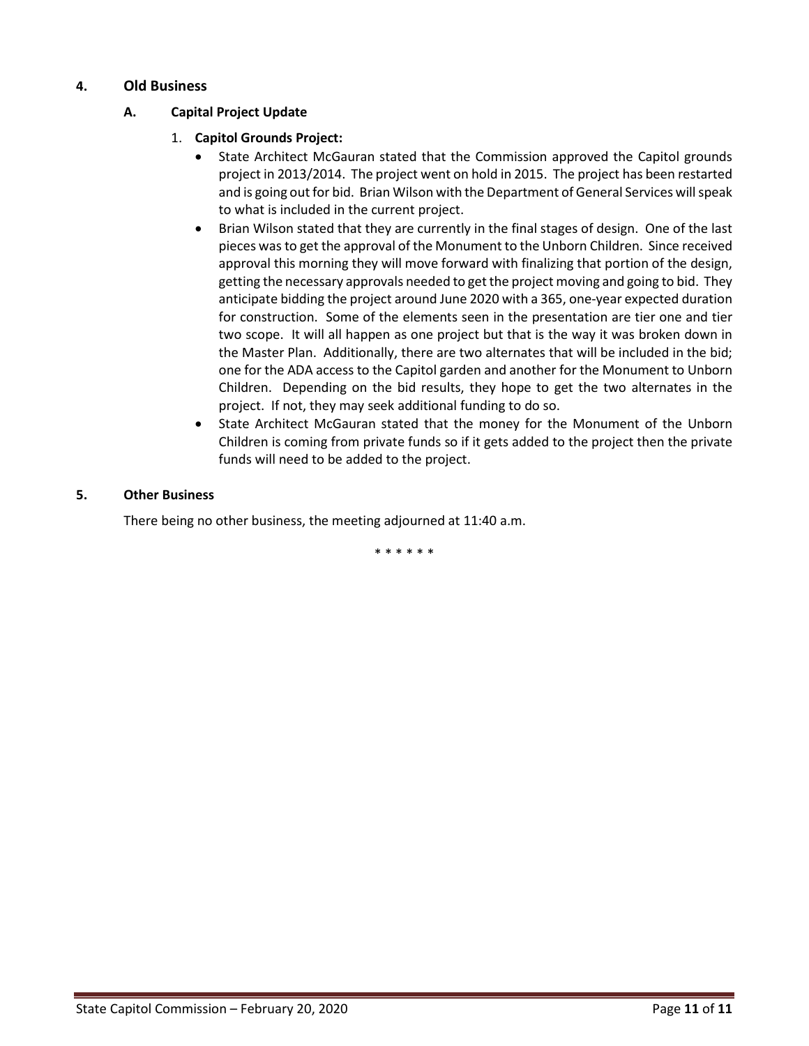## 4. Old Business

### A. Capital Project Update

1. **Capitol Grounds Project:**
   - State Architect McGauran stated that the Commission approved the Capitol grounds project in 2013/2014. The project went on hold in 2015. The project has been restarted and is going out for bid. Brian Wilson with the Department of General Services will speak to what is included in the current project.
   - Brian Wilson stated that they are currently in the final stages of design. One of the last pieces was to get the approval of the Monument to the Unborn Children. Since received approval this morning they will move forward with finalizing that portion of the design, getting the necessary approvals needed to get the project moving and going to bid. They anticipate bidding the project around June 2020 with a 365, one-year expected duration for construction. Some of the elements seen in the presentation are tier one and tier two scope. It will all happen as one project but that is the way it was broken down in the Master Plan. Additionally, there are two alternates that will be included in the bid; one for the ADA access to the Capitol garden and another for the Monument to Unborn Children. Depending on the bid results, they hope to get the two alternates in the project. If not, they may seek additional funding to do so.
   - State Architect McGauran stated that the money for the Monument of the Unborn Children is coming from private funds so if it gets added to the project then the private funds will need to be added to the project.

## 5. Other Business

There being no other business, the meeting adjourned at 11:40 a.m.

\* \* \* \* \* \*